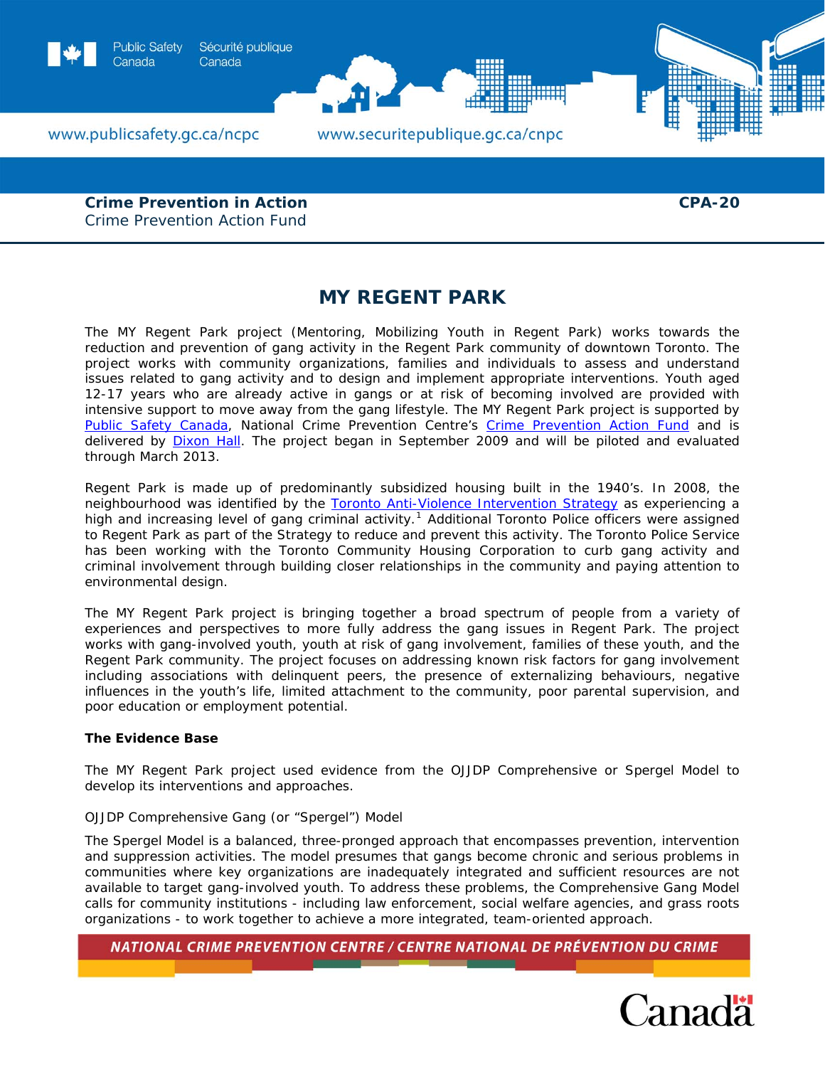**Crime Prevention in Action**
Crime Prevention Action Fund

**CPA-20**

# MY REGENT PARK

The MY Regent Park project (Mentoring, Mobilizing Youth in Regent Park) works towards the reduction and prevention of gang activity in the Regent Park community of downtown Toronto. The project works with community organizations, families and individuals to assess and understand issues related to gang activity and to design and implement appropriate interventions. Youth aged 12-17 years who are already active in gangs or at risk of becoming involved are provided with intensive support to move away from the gang lifestyle. The MY Regent Park project is supported by Public Safety Canada, National Crime Prevention Centre's Crime Prevention Action Fund and is delivered by Dixon Hall. The project began in September 2009 and will be piloted and evaluated through March 2013.

Regent Park is made up of predominantly subsidized housing built in the 1940's. In 2008, the neighbourhood was identified by the Toronto Anti-Violence Intervention Strategy as experiencing a high and increasing level of gang criminal activity.[1] Additional Toronto Police officers were assigned to Regent Park as part of the Strategy to reduce and prevent this activity. The Toronto Police Service has been working with the Toronto Community Housing Corporation to curb gang activity and criminal involvement through building closer relationships in the community and paying attention to environmental design.

The MY Regent Park project is bringing together a broad spectrum of people from a variety of experiences and perspectives to more fully address the gang issues in Regent Park. The project works with gang-involved youth, youth at risk of gang involvement, families of these youth, and the Regent Park community. The project focuses on addressing known risk factors for gang involvement including associations with delinquent peers, the presence of externalizing behaviours, negative influences in the youth's life, limited attachment to the community, poor parental supervision, and poor education or employment potential.

**The Evidence Base**

The MY Regent Park project used evidence from the OJJDP Comprehensive or Spergel Model to develop its interventions and approaches.

OJJDP Comprehensive Gang (or "Spergel") Model

The Spergel Model is a balanced, three-pronged approach that encompasses prevention, intervention and suppression activities. The model presumes that gangs become chronic and serious problems in communities where key organizations are inadequately integrated and sufficient resources are not available to target gang-involved youth. To address these problems, the Comprehensive Gang Model calls for community institutions - including law enforcement, social welfare agencies, and grass roots organizations - to work together to achieve a more integrated, team-oriented approach.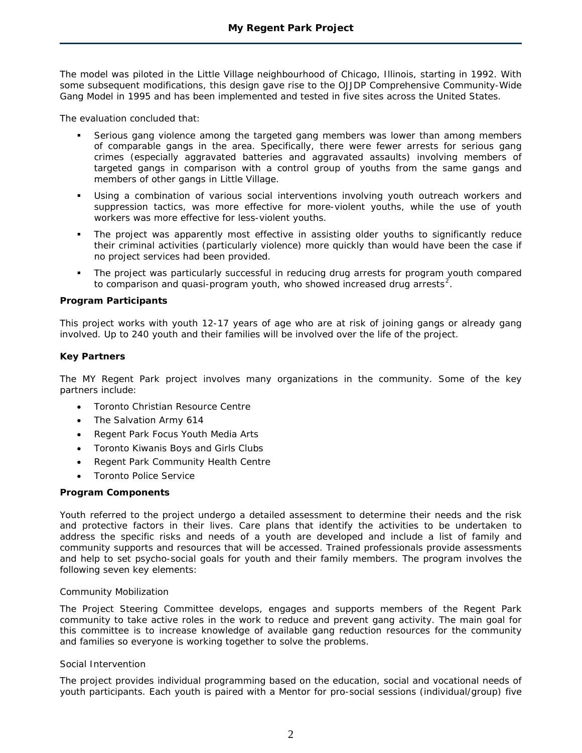The model was piloted in the Little Village neighbourhood of Chicago, Illinois, starting in 1992. With some subsequent modifications, this design gave rise to the OJJDP Comprehensive Community-Wide Gang Model in 1995 and has been implemented and tested in five sites across the United States.

The evaluation concluded that:

- Serious gang violence among the targeted gang members was lower than among members of comparable gangs in the area. Specifically, there were fewer arrests for serious gang crimes (especially aggravated batteries and aggravated assaults) involving members of targeted gangs in comparison with a control group of youths from the same gangs and members of other gangs in Little Village.
- Using a combination of various social interventions involving youth outreach workers and suppression tactics, was more effective for more-violent youths, while the use of youth workers was more effective for less-violent youths.
- The project was apparently most effective in assisting older youths to significantly reduce their criminal activities (particularly violence) more quickly than would have been the case if no project services had been provided.
- The project was particularly successful in reducing drug arrests for program youth compared to comparison and quasi-program youth, who showed increased drug arrests[2].

**Program Participants**

This project works with youth 12-17 years of age who are at risk of joining gangs or already gang involved. Up to 240 youth and their families will be involved over the life of the project.

**Key Partners**

The MY Regent Park project involves many organizations in the community. Some of the key partners include:

- Toronto Christian Resource Centre
- The Salvation Army 614
- Regent Park Focus Youth Media Arts
- Toronto Kiwanis Boys and Girls Clubs
- Regent Park Community Health Centre
- Toronto Police Service

**Program Components**

Youth referred to the project undergo a detailed assessment to determine their needs and the risk and protective factors in their lives. Care plans that identify the activities to be undertaken to address the specific risks and needs of a youth are developed and include a list of family and community supports and resources that will be accessed. Trained professionals provide assessments and help to set psycho-social goals for youth and their family members. The program involves the following seven key elements:

Community Mobilization

The Project Steering Committee develops, engages and supports members of the Regent Park community to take active roles in the work to reduce and prevent gang activity. The main goal for this committee is to increase knowledge of available gang reduction resources for the community and families so everyone is working together to solve the problems.

Social Intervention

The project provides individual programming based on the education, social and vocational needs of youth participants. Each youth is paired with a Mentor for pro-social sessions (individual/group) five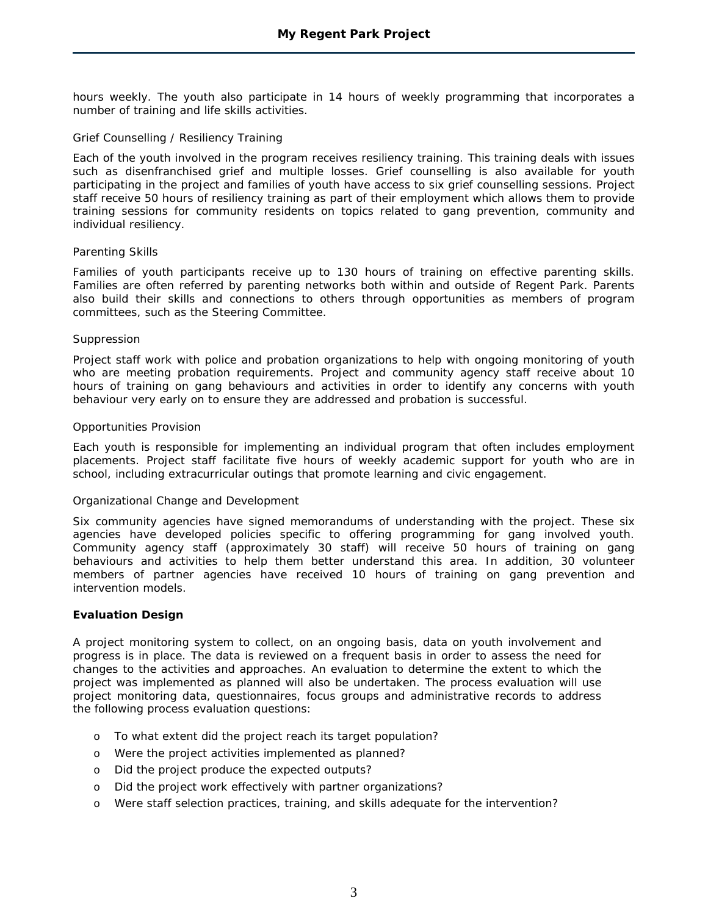hours weekly. The youth also participate in 14 hours of weekly programming that incorporates a number of training and life skills activities.

Grief Counselling / Resiliency Training

Each of the youth involved in the program receives resiliency training. This training deals with issues such as disenfranchised grief and multiple losses. Grief counselling is also available for youth participating in the project and families of youth have access to six grief counselling sessions. Project staff receive 50 hours of resiliency training as part of their employment which allows them to provide training sessions for community residents on topics related to gang prevention, community and individual resiliency.

Parenting Skills

Families of youth participants receive up to 130 hours of training on effective parenting skills. Families are often referred by parenting networks both within and outside of Regent Park. Parents also build their skills and connections to others through opportunities as members of program committees, such as the Steering Committee.

Suppression

Project staff work with police and probation organizations to help with ongoing monitoring of youth who are meeting probation requirements. Project and community agency staff receive about 10 hours of training on gang behaviours and activities in order to identify any concerns with youth behaviour very early on to ensure they are addressed and probation is successful.

Opportunities Provision

Each youth is responsible for implementing an individual program that often includes employment placements. Project staff facilitate five hours of weekly academic support for youth who are in school, including extracurricular outings that promote learning and civic engagement.

Organizational Change and Development

Six community agencies have signed memorandums of understanding with the project. These six agencies have developed policies specific to offering programming for gang involved youth. Community agency staff (approximately 30 staff) will receive 50 hours of training on gang behaviours and activities to help them better understand this area. In addition, 30 volunteer members of partner agencies have received 10 hours of training on gang prevention and intervention models.

**Evaluation Design**

A project monitoring system to collect, on an ongoing basis, data on youth involvement and progress is in place. The data is reviewed on a frequent basis in order to assess the need for changes to the activities and approaches. An evaluation to determine the extent to which the project was implemented as planned will also be undertaken. The process evaluation will use project monitoring data, questionnaires, focus groups and administrative records to address the following process evaluation questions:

- To what extent did the project reach its target population?
- Were the project activities implemented as planned?
- Did the project produce the expected outputs?
- Did the project work effectively with partner organizations?
- Were staff selection practices, training, and skills adequate for the intervention?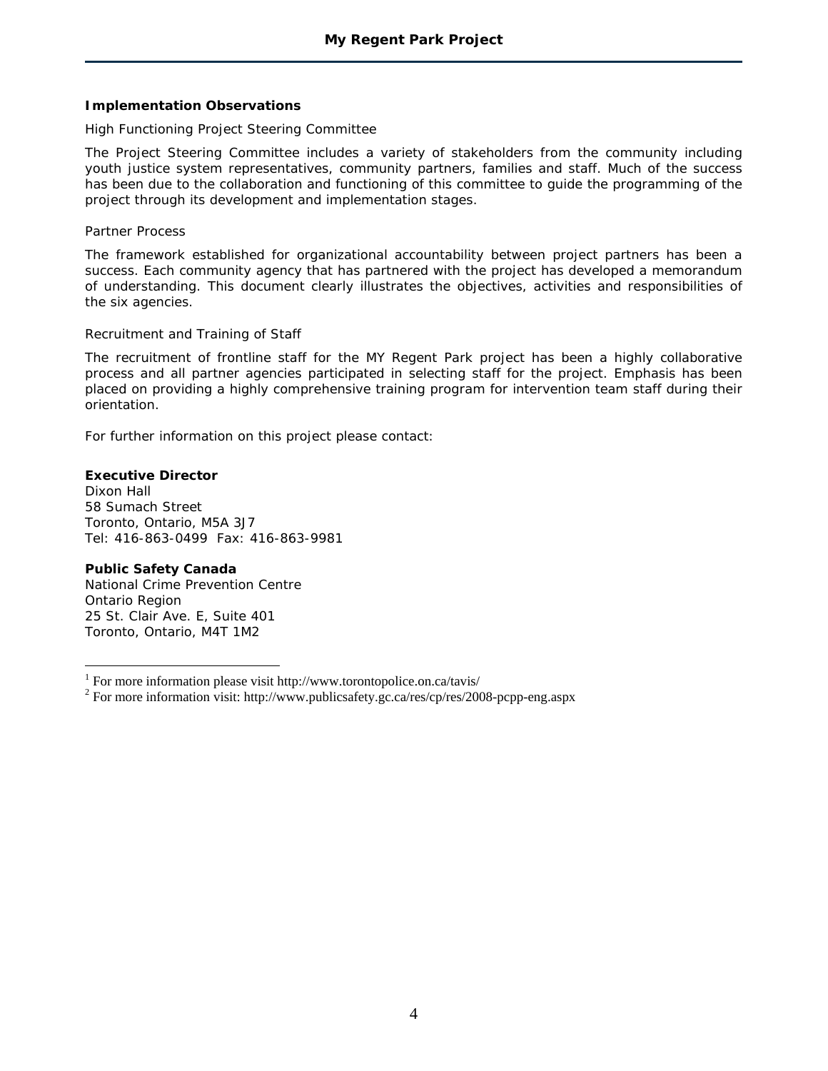**Implementation Observations**

High Functioning Project Steering Committee

The Project Steering Committee includes a variety of stakeholders from the community including youth justice system representatives, community partners, families and staff. Much of the success has been due to the collaboration and functioning of this committee to guide the programming of the project through its development and implementation stages.

Partner Process

The framework established for organizational accountability between project partners has been a success. Each community agency that has partnered with the project has developed a memorandum of understanding. This document clearly illustrates the objectives, activities and responsibilities of the six agencies.

Recruitment and Training of Staff

The recruitment of frontline staff for the MY Regent Park project has been a highly collaborative process and all partner agencies participated in selecting staff for the project. Emphasis has been placed on providing a highly comprehensive training program for intervention team staff during their orientation.

For further information on this project please contact:

**Executive Director**
Dixon Hall
58 Sumach Street
Toronto, Ontario, M5A 3J7
Tel: 416-863-0499 Fax: 416-863-9981

**Public Safety Canada**
National Crime Prevention Centre
Ontario Region
25 St. Clair Ave. E, Suite 401
Toronto, Ontario, M4T 1M2

[1] For more information please visit http://www.torontopolice.on.ca/tavis/
[2] For more information visit: http://www.publicsafety.gc.ca/res/cp/res/2008-pcpp-eng.aspx